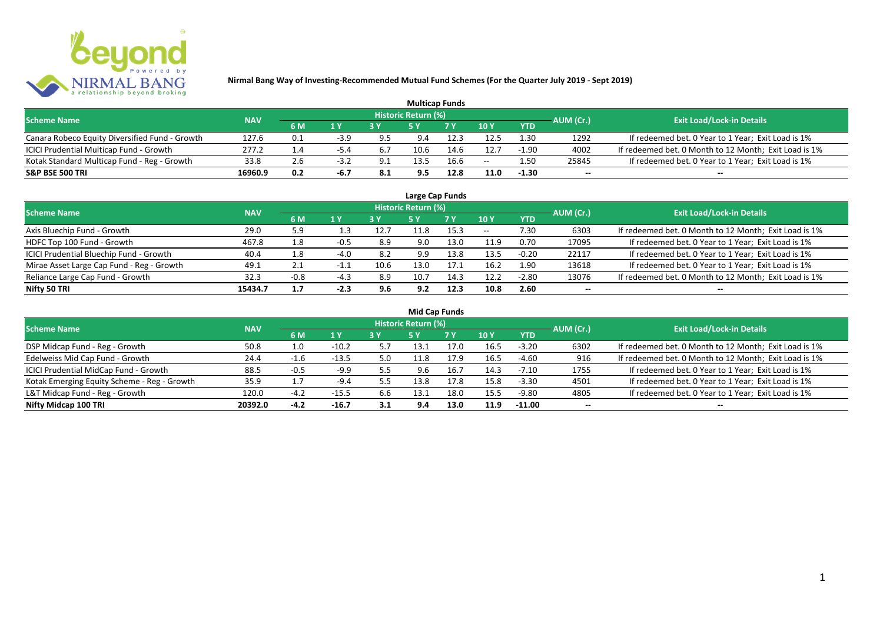# Nirmal Bang Way of Investing-Recommended Mutual Fund Schemes (For the Quarter July 2019 - Sept 2019)

## Multicap Funds

| Scheme Name | NAV | Historic Return (%) | | | | | | | AUM (Cr.) | Exit Load/Lock-in Details |
|---|---|---|---|---|---|---|---|---|---|---|
| | | 6 M | 1 Y | 3 Y | 5 Y | 7 Y | 10 Y | YTD | | |
| Canara Robeco Equity Diversified Fund - Growth | 127.6 | 0.1 | -3.9 | 9.5 | 9.4 | 12.3 | 12.5 | 1.30 | 1292 | If redeemed bet. 0 Year to 1 Year; Exit Load is 1% |
| ICICI Prudential Multicap Fund - Growth | 277.2 | 1.4 | -5.4 | 6.7 | 10.6 | 14.6 | 12.7 | -1.90 | 4002 | If redeemed bet. 0 Month to 12 Month; Exit Load is 1% |
| Kotak Standard Multicap Fund - Reg - Growth | 33.8 | 2.6 | -3.2 | 9.1 | 13.5 | 16.6 | -- | 1.50 | 25845 | If redeemed bet. 0 Year to 1 Year; Exit Load is 1% |
| **S&P BSE 500 TRI** | **16960.9** | **0.2** | **-6.7** | **8.1** | **9.5** | **12.8** | **11.0** | **-1.30** | **--** | **--** |

## Large Cap Funds

| Scheme Name | NAV | Historic Return (%) | | | | | | | AUM (Cr.) | Exit Load/Lock-in Details |
|---|---|---|---|---|---|---|---|---|---|---|
| | | 6 M | 1 Y | 3 Y | 5 Y | 7 Y | 10 Y | YTD | | |
| Axis Bluechip Fund - Growth | 29.0 | 5.9 | 1.3 | 12.7 | 11.8 | 15.3 | -- | 7.30 | 6303 | If redeemed bet. 0 Month to 12 Month; Exit Load is 1% |
| HDFC Top 100 Fund - Growth | 467.8 | 1.8 | -0.5 | 8.9 | 9.0 | 13.0 | 11.9 | 0.70 | 17095 | If redeemed bet. 0 Year to 1 Year; Exit Load is 1% |
| ICICI Prudential Bluechip Fund - Growth | 40.4 | 1.8 | -4.0 | 8.2 | 9.9 | 13.8 | 13.5 | -0.20 | 22117 | If redeemed bet. 0 Year to 1 Year; Exit Load is 1% |
| Mirae Asset Large Cap Fund - Reg - Growth | 49.1 | 2.1 | -1.1 | 10.6 | 13.0 | 17.1 | 16.2 | 1.90 | 13618 | If redeemed bet. 0 Year to 1 Year; Exit Load is 1% |
| Reliance Large Cap Fund - Growth | 32.3 | -0.8 | -4.3 | 8.9 | 10.7 | 14.3 | 12.2 | -2.80 | 13076 | If redeemed bet. 0 Month to 12 Month; Exit Load is 1% |
| **Nifty 50 TRI** | **15434.7** | **1.7** | **-2.3** | **9.6** | **9.2** | **12.3** | **10.8** | **2.60** | **--** | **--** |

## Mid Cap Funds

| Scheme Name | NAV | Historic Return (%) | | | | | | | AUM (Cr.) | Exit Load/Lock-in Details |
|---|---|---|---|---|---|---|---|---|---|---|
| | | 6 M | 1 Y | 3 Y | 5 Y | 7 Y | 10 Y | YTD | | |
| DSP Midcap Fund - Reg - Growth | 50.8 | 1.0 | -10.2 | 5.7 | 13.1 | 17.0 | 16.5 | -3.20 | 6302 | If redeemed bet. 0 Month to 12 Month; Exit Load is 1% |
| Edelweiss Mid Cap Fund - Growth | 24.4 | -1.6 | -13.5 | 5.0 | 11.8 | 17.9 | 16.5 | -4.60 | 916 | If redeemed bet. 0 Month to 12 Month; Exit Load is 1% |
| ICICI Prudential MidCap Fund - Growth | 88.5 | -0.5 | -9.9 | 5.5 | 9.6 | 16.7 | 14.3 | -7.10 | 1755 | If redeemed bet. 0 Year to 1 Year; Exit Load is 1% |
| Kotak Emerging Equity Scheme - Reg - Growth | 35.9 | 1.7 | -9.4 | 5.5 | 13.8 | 17.8 | 15.8 | -3.30 | 4501 | If redeemed bet. 0 Year to 1 Year; Exit Load is 1% |
| L&T Midcap Fund - Reg - Growth | 120.0 | -4.2 | -15.5 | 6.6 | 13.1 | 18.0 | 15.5 | -9.80 | 4805 | If redeemed bet. 0 Year to 1 Year; Exit Load is 1% |
| **Nifty Midcap 100 TRI** | **20392.0** | **-4.2** | **-16.7** | **3.1** | **9.4** | **13.0** | **11.9** | **-11.00** | **--** | **--** |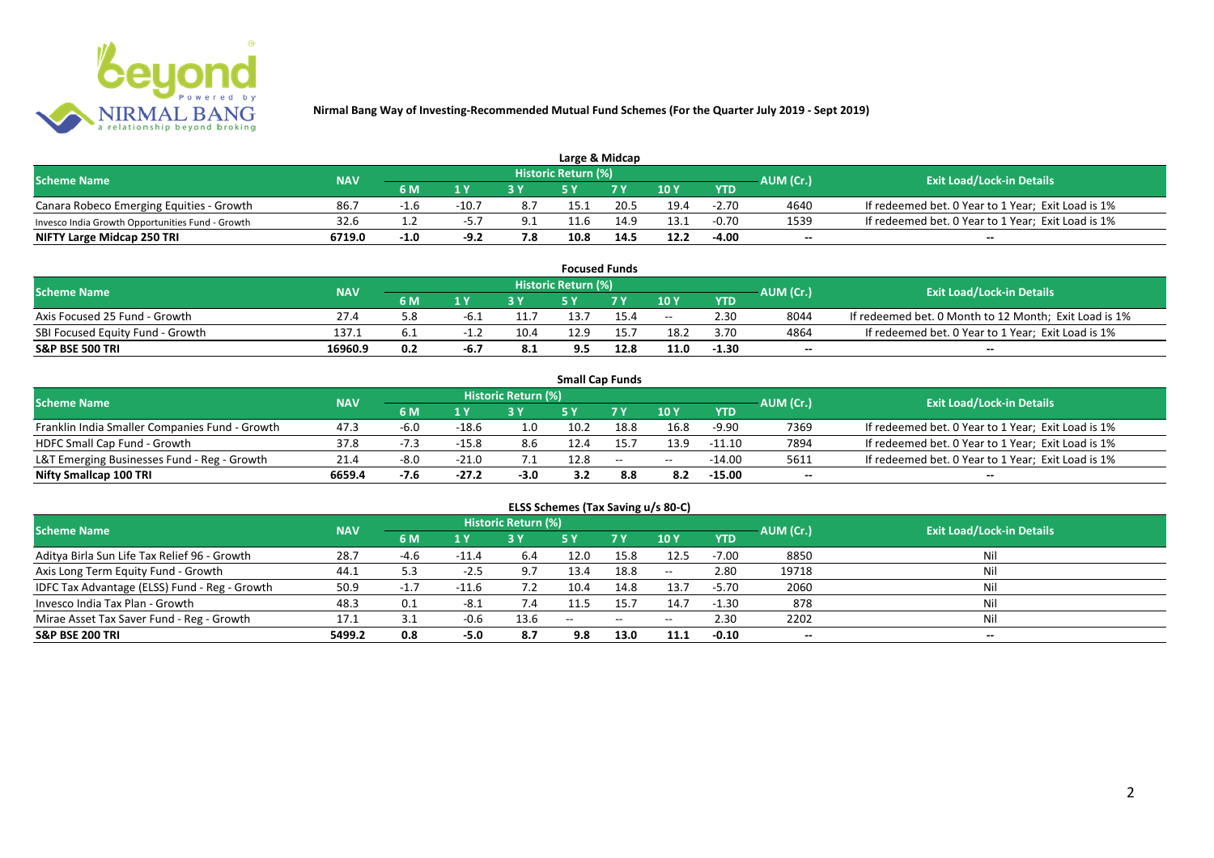# Nirmal Bang Way of Investing-Recommended Mutual Fund Schemes (For the Quarter July 2019 - Sept 2019)

## Large & Midcap

| Scheme Name | NAV | Historic Return (%) | | | | | | | AUM (Cr.) | Exit Load/Lock-in Details |
|---|---|---|---|---|---|---|---|---|---|---|
| | | 6 M | 1 Y | 3 Y | 5 Y | 7 Y | 10 Y | YTD | | |
| Canara Robeco Emerging Equities - Growth | 86.7 | -1.6 | -10.7 | 8.7 | 15.1 | 20.5 | 19.4 | -2.70 | 4640 | If redeemed bet. 0 Year to 1 Year; Exit Load is 1% |
| Invesco India Growth Opportunities Fund - Growth | 32.6 | 1.2 | -5.7 | 9.1 | 11.6 | 14.9 | 13.1 | -0.70 | 1539 | If redeemed bet. 0 Year to 1 Year; Exit Load is 1% |
| **NIFTY Large Midcap 250 TRI** | **6719.0** | **-1.0** | **-9.2** | **7.8** | **10.8** | **14.5** | **12.2** | **-4.00** | **--** | **--** |

## Focused Funds

| Scheme Name | NAV | Historic Return (%) | | | | | | | AUM (Cr.) | Exit Load/Lock-in Details |
|---|---|---|---|---|---|---|---|---|---|---|
| | | 6 M | 1 Y | 3 Y | 5 Y | 7 Y | 10 Y | YTD | | |
| Axis Focused 25 Fund - Growth | 27.4 | 5.8 | -6.1 | 11.7 | 13.7 | 15.4 | -- | 2.30 | 8044 | If redeemed bet. 0 Month to 12 Month; Exit Load is 1% |
| SBI Focused Equity Fund - Growth | 137.1 | 6.1 | -1.2 | 10.4 | 12.9 | 15.7 | 18.2 | 3.70 | 4864 | If redeemed bet. 0 Year to 1 Year; Exit Load is 1% |
| **S&P BSE 500 TRI** | **16960.9** | **0.2** | **-6.7** | **8.1** | **9.5** | **12.8** | **11.0** | **-1.30** | **--** | **--** |

## Small Cap Funds

| Scheme Name | NAV | Historic Return (%) | | | | | | | AUM (Cr.) | Exit Load/Lock-in Details |
|---|---|---|---|---|---|---|---|---|---|---|
| | | 6 M | 1 Y | 3 Y | 5 Y | 7 Y | 10 Y | YTD | | |
| Franklin India Smaller Companies Fund - Growth | 47.3 | -6.0 | -18.6 | 1.0 | 10.2 | 18.8 | 16.8 | -9.90 | 7369 | If redeemed bet. 0 Year to 1 Year; Exit Load is 1% |
| HDFC Small Cap Fund - Growth | 37.8 | -7.3 | -15.8 | 8.6 | 12.4 | 15.7 | 13.9 | -11.10 | 7894 | If redeemed bet. 0 Year to 1 Year; Exit Load is 1% |
| L&T Emerging Businesses Fund - Reg - Growth | 21.4 | -8.0 | -21.0 | 7.1 | 12.8 | -- | -- | -14.00 | 5611 | If redeemed bet. 0 Year to 1 Year; Exit Load is 1% |
| **Nifty Smallcap 100 TRI** | **6659.4** | **-7.6** | **-27.2** | **-3.0** | **3.2** | **8.8** | **8.2** | **-15.00** | **--** | **--** |

## ELSS Schemes (Tax Saving u/s 80-C)

| Scheme Name | NAV | Historic Return (%) | | | | | | | AUM (Cr.) | Exit Load/Lock-in Details |
|---|---|---|---|---|---|---|---|---|---|---|
| | | 6 M | 1 Y | 3 Y | 5 Y | 7 Y | 10 Y | YTD | | |
| Aditya Birla Sun Life Tax Relief 96 - Growth | 28.7 | -4.6 | -11.4 | 6.4 | 12.0 | 15.8 | 12.5 | -7.00 | 8850 | Nil |
| Axis Long Term Equity Fund - Growth | 44.1 | 5.3 | -2.5 | 9.7 | 13.4 | 18.8 | -- | 2.80 | 19718 | Nil |
| IDFC Tax Advantage (ELSS) Fund - Reg - Growth | 50.9 | -1.7 | -11.6 | 7.2 | 10.4 | 14.8 | 13.7 | -5.70 | 2060 | Nil |
| Invesco India Tax Plan - Growth | 48.3 | 0.1 | -8.1 | 7.4 | 11.5 | 15.7 | 14.7 | -1.30 | 878 | Nil |
| Mirae Asset Tax Saver Fund - Reg - Growth | 17.1 | 3.1 | -0.6 | 13.6 | -- | -- | -- | 2.30 | 2202 | Nil |
| **S&P BSE 200 TRI** | **5499.2** | **0.8** | **-5.0** | **8.7** | **9.8** | **13.0** | **11.1** | **-0.10** | **--** | **--** |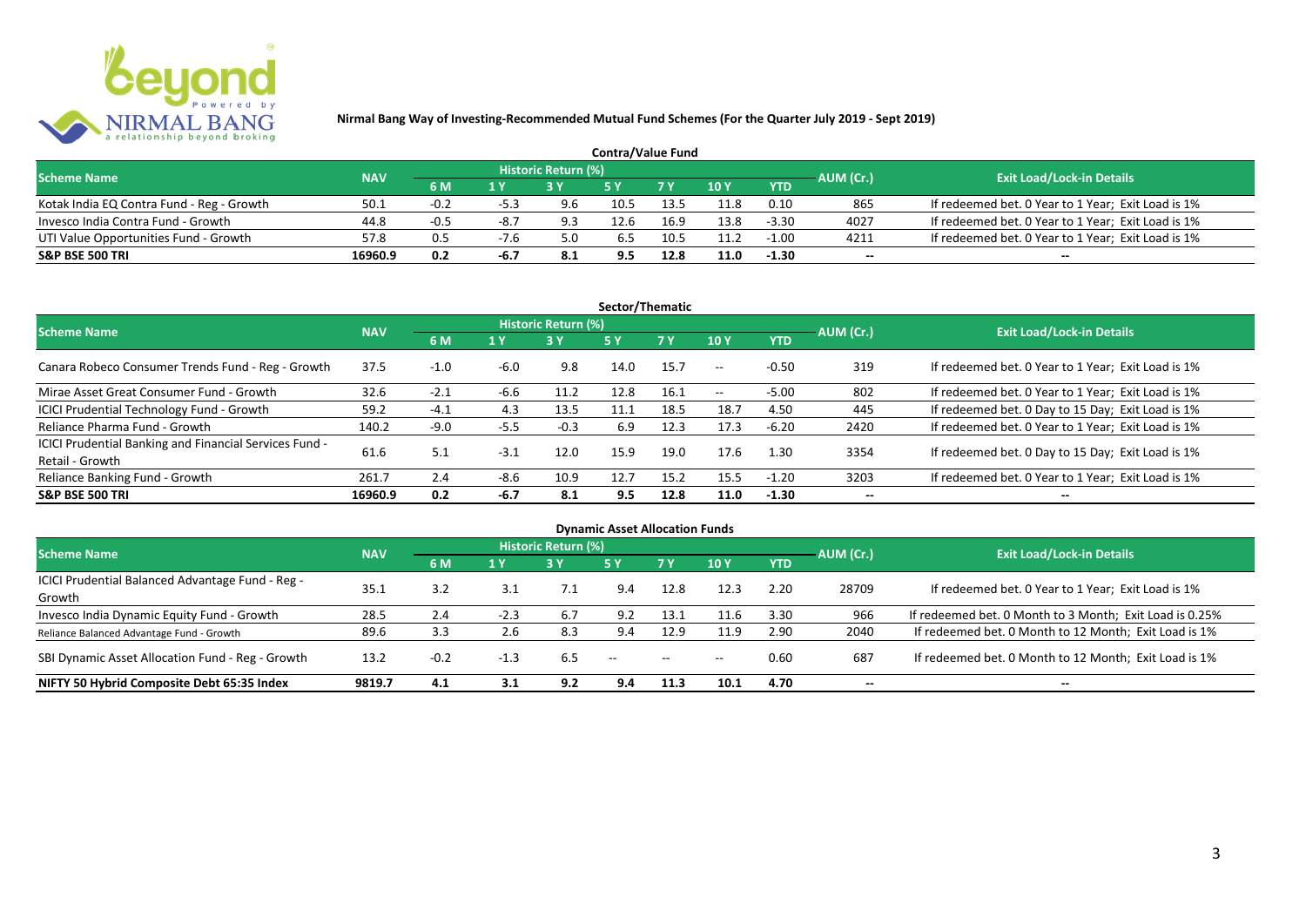## Nirmal Bang Way of Investing-Recommended Mutual Fund Schemes (For the Quarter July 2019 - Sept 2019)

### Contra/Value Fund

| Scheme Name | NAV | Historic Return (%) | | | | | | | AUM (Cr.) | Exit Load/Lock-in Details |
|---|---|---|---|---|---|---|---|---|---|---|
| | | 6 M | 1 Y | 3 Y | 5 Y | 7 Y | 10 Y | YTD | | |
| Kotak India EQ Contra Fund - Reg - Growth | 50.1 | -0.2 | -5.3 | 9.6 | 10.5 | 13.5 | 11.8 | 0.10 | 865 | If redeemed bet. 0 Year to 1 Year; Exit Load is 1% |
| Invesco India Contra Fund - Growth | 44.8 | -0.5 | -8.7 | 9.3 | 12.6 | 16.9 | 13.8 | -3.30 | 4027 | If redeemed bet. 0 Year to 1 Year; Exit Load is 1% |
| UTI Value Opportunities Fund - Growth | 57.8 | 0.5 | -7.6 | 5.0 | 6.5 | 10.5 | 11.2 | -1.00 | 4211 | If redeemed bet. 0 Year to 1 Year; Exit Load is 1% |
| **S&P BSE 500 TRI** | **16960.9** | **0.2** | **-6.7** | **8.1** | **9.5** | **12.8** | **11.0** | **-1.30** | **--** | **--** |

### Sector/Thematic

| Scheme Name | NAV | Historic Return (%) | | | | | | | AUM (Cr.) | Exit Load/Lock-in Details |
|---|---|---|---|---|---|---|---|---|---|---|
| | | 6 M | 1 Y | 3 Y | 5 Y | 7 Y | 10 Y | YTD | | |
| Canara Robeco Consumer Trends Fund - Reg - Growth | 37.5 | -1.0 | -6.0 | 9.8 | 14.0 | 15.7 | -- | -0.50 | 319 | If redeemed bet. 0 Year to 1 Year; Exit Load is 1% |
| Mirae Asset Great Consumer Fund - Growth | 32.6 | -2.1 | -6.6 | 11.2 | 12.8 | 16.1 | -- | -5.00 | 802 | If redeemed bet. 0 Year to 1 Year; Exit Load is 1% |
| ICICI Prudential Technology Fund - Growth | 59.2 | -4.1 | 4.3 | 13.5 | 11.1 | 18.5 | 18.7 | 4.50 | 445 | If redeemed bet. 0 Day to 15 Day; Exit Load is 1% |
| Reliance Pharma Fund - Growth | 140.2 | -9.0 | -5.5 | -0.3 | 6.9 | 12.3 | 17.3 | -6.20 | 2420 | If redeemed bet. 0 Year to 1 Year; Exit Load is 1% |
| ICICI Prudential Banking and Financial Services Fund - Retail - Growth | 61.6 | 5.1 | -3.1 | 12.0 | 15.9 | 19.0 | 17.6 | 1.30 | 3354 | If redeemed bet. 0 Day to 15 Day; Exit Load is 1% |
| Reliance Banking Fund - Growth | 261.7 | 2.4 | -8.6 | 10.9 | 12.7 | 15.2 | 15.5 | -1.20 | 3203 | If redeemed bet. 0 Year to 1 Year; Exit Load is 1% |
| **S&P BSE 500 TRI** | **16960.9** | **0.2** | **-6.7** | **8.1** | **9.5** | **12.8** | **11.0** | **-1.30** | **--** | **--** |

### Dynamic Asset Allocation Funds

| Scheme Name | NAV | Historic Return (%) | | | | | | | AUM (Cr.) | Exit Load/Lock-in Details |
|---|---|---|---|---|---|---|---|---|---|---|
| | | 6 M | 1 Y | 3 Y | 5 Y | 7 Y | 10 Y | YTD | | |
| ICICI Prudential Balanced Advantage Fund - Reg - Growth | 35.1 | 3.2 | 3.1 | 7.1 | 9.4 | 12.8 | 12.3 | 2.20 | 28709 | If redeemed bet. 0 Year to 1 Year; Exit Load is 1% |
| Invesco India Dynamic Equity Fund - Growth | 28.5 | 2.4 | -2.3 | 6.7 | 9.2 | 13.1 | 11.6 | 3.30 | 966 | If redeemed bet. 0 Month to 3 Month; Exit Load is 0.25% |
| Reliance Balanced Advantage Fund - Growth | 89.6 | 3.3 | 2.6 | 8.3 | 9.4 | 12.9 | 11.9 | 2.90 | 2040 | If redeemed bet. 0 Month to 12 Month; Exit Load is 1% |
| SBI Dynamic Asset Allocation Fund - Reg - Growth | 13.2 | -0.2 | -1.3 | 6.5 | -- | -- | -- | 0.60 | 687 | If redeemed bet. 0 Month to 12 Month; Exit Load is 1% |
| **NIFTY 50 Hybrid Composite Debt 65:35 Index** | **9819.7** | **4.1** | **3.1** | **9.2** | **9.4** | **11.3** | **10.1** | **4.70** | **--** | **--** |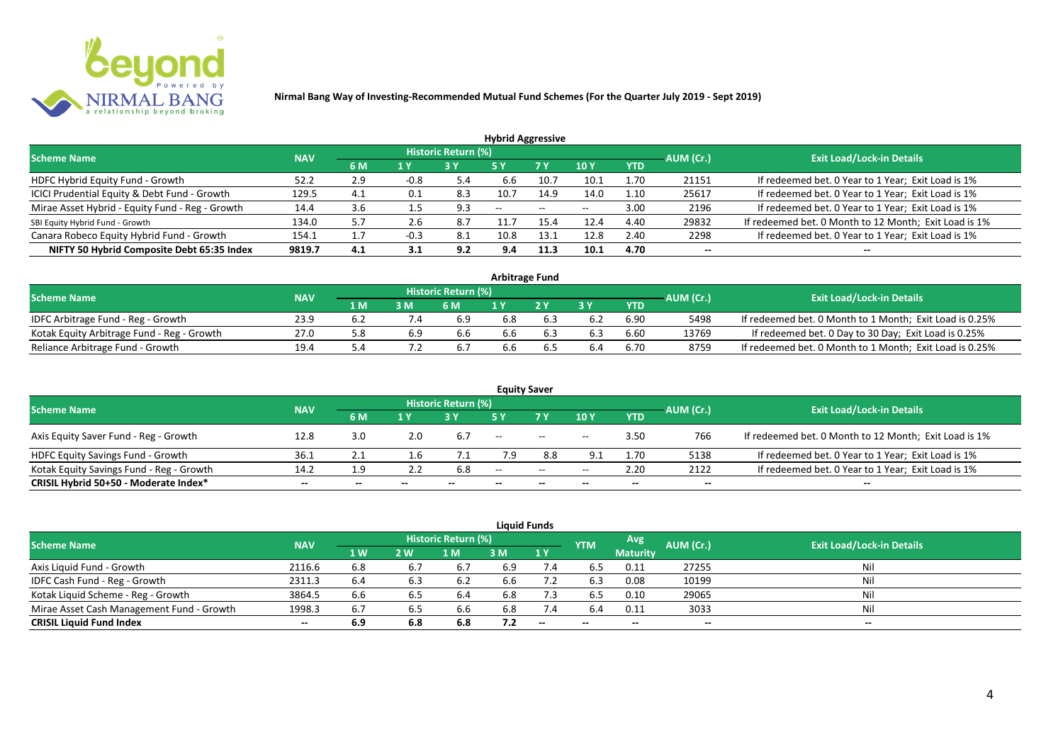**Nirmal Bang Way of Investing-Recommended Mutual Fund Schemes (For the Quarter July 2019 - Sept 2019)**

### Hybrid Aggressive

| Scheme Name | NAV | Historic Return (%) | | | | | | | AUM (Cr.) | Exit Load/Lock-in Details |
|---|---|---|---|---|---|---|---|---|---|---|
| | | 6 M | 1 Y | 3 Y | 5 Y | 7 Y | 10 Y | YTD | | |
| HDFC Hybrid Equity Fund - Growth | 52.2 | 2.9 | -0.8 | 5.4 | 6.6 | 10.7 | 10.1 | 1.70 | 21151 | If redeemed bet. 0 Year to 1 Year; Exit Load is 1% |
| ICICI Prudential Equity & Debt Fund - Growth | 129.5 | 4.1 | 0.1 | 8.3 | 10.7 | 14.9 | 14.0 | 1.10 | 25617 | If redeemed bet. 0 Year to 1 Year; Exit Load is 1% |
| Mirae Asset Hybrid - Equity Fund - Reg - Growth | 14.4 | 3.6 | 1.5 | 9.3 | -- | -- | -- | 3.00 | 2196 | If redeemed bet. 0 Year to 1 Year; Exit Load is 1% |
| SBI Equity Hybrid Fund - Growth | 134.0 | 5.7 | 2.6 | 8.7 | 11.7 | 15.4 | 12.4 | 4.40 | 29832 | If redeemed bet. 0 Month to 12 Month; Exit Load is 1% |
| Canara Robeco Equity Hybrid Fund - Growth | 154.1 | 1.7 | -0.3 | 8.1 | 10.8 | 13.1 | 12.8 | 2.40 | 2298 | If redeemed bet. 0 Year to 1 Year; Exit Load is 1% |
| **NIFTY 50 Hybrid Composite Debt 65:35 Index** | **9819.7** | **4.1** | **3.1** | **9.2** | **9.4** | **11.3** | **10.1** | **4.70** | **--** | **--** |

### Arbitrage Fund

| Scheme Name | NAV | Historic Return (%) | | | | | | | AUM (Cr.) | Exit Load/Lock-in Details |
|---|---|---|---|---|---|---|---|---|---|---|
| | | 1 M | 3 M | 6 M | 1 Y | 2 Y | 3 Y | YTD | | |
| IDFC Arbitrage Fund - Reg - Growth | 23.9 | 6.2 | 7.4 | 6.9 | 6.8 | 6.3 | 6.2 | 6.90 | 5498 | If redeemed bet. 0 Month to 1 Month; Exit Load is 0.25% |
| Kotak Equity Arbitrage Fund - Reg - Growth | 27.0 | 5.8 | 6.9 | 6.6 | 6.6 | 6.3 | 6.3 | 6.60 | 13769 | If redeemed bet. 0 Day to 30 Day; Exit Load is 0.25% |
| Reliance Arbitrage Fund - Growth | 19.4 | 5.4 | 7.2 | 6.7 | 6.6 | 6.5 | 6.4 | 6.70 | 8759 | If redeemed bet. 0 Month to 1 Month; Exit Load is 0.25% |

### Equity Saver

| Scheme Name | NAV | Historic Return (%) | | | | | | | AUM (Cr.) | Exit Load/Lock-in Details |
|---|---|---|---|---|---|---|---|---|---|---|
| | | 6 M | 1 Y | 3 Y | 5 Y | 7 Y | 10 Y | YTD | | |
| Axis Equity Saver Fund - Reg - Growth | 12.8 | 3.0 | 2.0 | 6.7 | -- | -- | -- | 3.50 | 766 | If redeemed bet. 0 Month to 12 Month; Exit Load is 1% |
| HDFC Equity Savings Fund - Growth | 36.1 | 2.1 | 1.6 | 7.1 | 7.9 | 8.8 | 9.1 | 1.70 | 5138 | If redeemed bet. 0 Year to 1 Year; Exit Load is 1% |
| Kotak Equity Savings Fund - Reg - Growth | 14.2 | 1.9 | 2.2 | 6.8 | -- | -- | -- | 2.20 | 2122 | If redeemed bet. 0 Year to 1 Year; Exit Load is 1% |
| **CRISIL Hybrid 50+50 - Moderate Index*** | **--** | **--** | **--** | **--** | **--** | **--** | **--** | **--** | **--** | **--** |

### Liquid Funds

| Scheme Name | NAV | Historic Return (%) | | | | | YTM | Avg Maturity | AUM (Cr.) | Exit Load/Lock-in Details |
|---|---|---|---|---|---|---|---|---|---|---|
| | | 1 W | 2 W | 1 M | 3 M | 1 Y | | | | |
| Axis Liquid Fund - Growth | 2116.6 | 6.8 | 6.7 | 6.7 | 6.9 | 7.4 | 6.5 | 0.11 | 27255 | Nil |
| IDFC Cash Fund - Reg - Growth | 2311.3 | 6.4 | 6.3 | 6.2 | 6.6 | 7.2 | 6.3 | 0.08 | 10199 | Nil |
| Kotak Liquid Scheme - Reg - Growth | 3864.5 | 6.6 | 6.5 | 6.4 | 6.8 | 7.3 | 6.5 | 0.10 | 29065 | Nil |
| Mirae Asset Cash Management Fund - Growth | 1998.3 | 6.7 | 6.5 | 6.6 | 6.8 | 7.4 | 6.4 | 0.11 | 3033 | Nil |
| **CRISIL Liquid Fund Index** | **--** | **6.9** | **6.8** | **6.8** | **7.2** | **--** | **--** | **--** | **--** | **--** |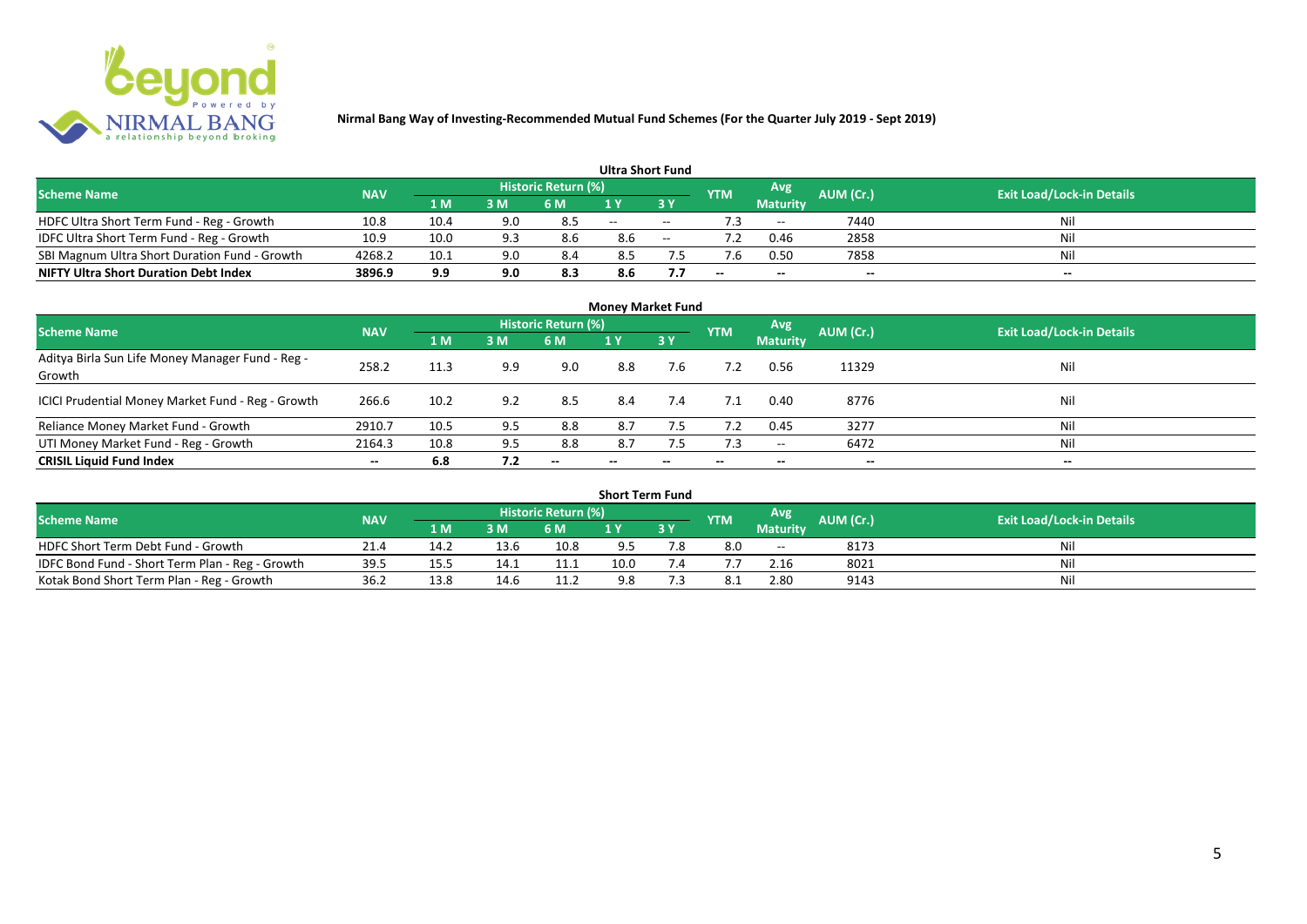**Nirmal Bang Way of Investing-Recommended Mutual Fund Schemes (For the Quarter July 2019 - Sept 2019)**

## Ultra Short Fund

| Scheme Name | NAV | Historic Return (%) | | | | | YTM | Avg Maturity | AUM (Cr.) | Exit Load/Lock-in Details |
|---|---|---|---|---|---|---|---|---|---|---|
| | | 1 M | 3 M | 6 M | 1 Y | 3 Y | | | | |
| HDFC Ultra Short Term Fund - Reg - Growth | 10.8 | 10.4 | 9.0 | 8.5 | -- | -- | 7.3 | -- | 7440 | Nil |
| IDFC Ultra Short Term Fund - Reg - Growth | 10.9 | 10.0 | 9.3 | 8.6 | 8.6 | -- | 7.2 | 0.46 | 2858 | Nil |
| SBI Magnum Ultra Short Duration Fund - Growth | 4268.2 | 10.1 | 9.0 | 8.4 | 8.5 | 7.5 | 7.6 | 0.50 | 7858 | Nil |
| **NIFTY Ultra Short Duration Debt Index** | **3896.9** | **9.9** | **9.0** | **8.3** | **8.6** | **7.7** | **--** | **--** | **--** | **--** |

## Money Market Fund

| Scheme Name | NAV | Historic Return (%) | | | | | YTM | Avg Maturity | AUM (Cr.) | Exit Load/Lock-in Details |
|---|---|---|---|---|---|---|---|---|---|---|
| | | 1 M | 3 M | 6 M | 1 Y | 3 Y | | | | |
| Aditya Birla Sun Life Money Manager Fund - Reg - Growth | 258.2 | 11.3 | 9.9 | 9.0 | 8.8 | 7.6 | 7.2 | 0.56 | 11329 | Nil |
| ICICI Prudential Money Market Fund - Reg - Growth | 266.6 | 10.2 | 9.2 | 8.5 | 8.4 | 7.4 | 7.1 | 0.40 | 8776 | Nil |
| Reliance Money Market Fund - Growth | 2910.7 | 10.5 | 9.5 | 8.8 | 8.7 | 7.5 | 7.2 | 0.45 | 3277 | Nil |
| UTI Money Market Fund - Reg - Growth | 2164.3 | 10.8 | 9.5 | 8.8 | 8.7 | 7.5 | 7.3 | -- | 6472 | Nil |
| **CRISIL Liquid Fund Index** | **--** | **6.8** | **7.2** | **--** | **--** | **--** | **--** | **--** | **--** | **--** |

## Short Term Fund

| Scheme Name | NAV | Historic Return (%) | | | | | YTM | Avg Maturity | AUM (Cr.) | Exit Load/Lock-in Details |
|---|---|---|---|---|---|---|---|---|---|---|
| | | 1 M | 3 M | 6 M | 1 Y | 3 Y | | | | |
| HDFC Short Term Debt Fund - Growth | 21.4 | 14.2 | 13.6 | 10.8 | 9.5 | 7.8 | 8.0 | -- | 8173 | Nil |
| IDFC Bond Fund - Short Term Plan - Reg - Growth | 39.5 | 15.5 | 14.1 | 11.1 | 10.0 | 7.4 | 7.7 | 2.16 | 8021 | Nil |
| Kotak Bond Short Term Plan - Reg - Growth | 36.2 | 13.8 | 14.6 | 11.2 | 9.8 | 7.3 | 8.1 | 2.80 | 9143 | Nil |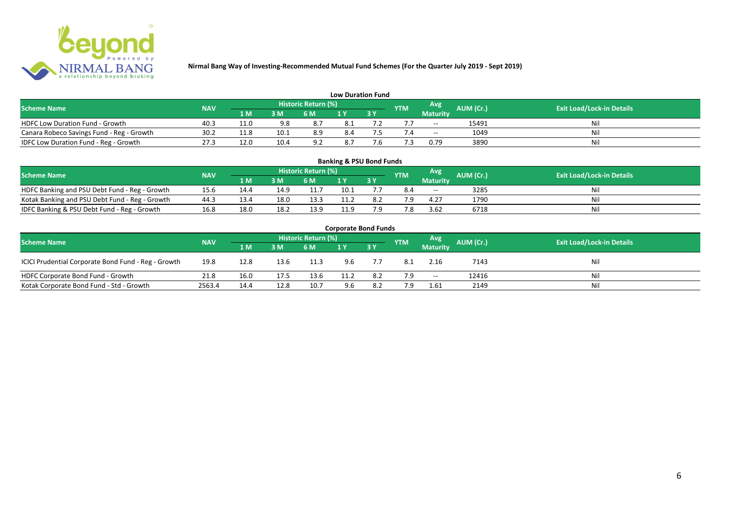**Nirmal Bang Way of Investing-Recommended Mutual Fund Schemes (For the Quarter July 2019 - Sept 2019)**

## Low Duration Fund

| Scheme Name | NAV | Historic Return (%) | | | | | YTM | Avg Maturity | AUM (Cr.) | Exit Load/Lock-in Details |
|---|---|---|---|---|---|---|---|---|---|---|
| | | 1 M | 3 M | 6 M | 1 Y | 3 Y | | | | |
| HDFC Low Duration Fund - Growth | 40.3 | 11.0 | 9.8 | 8.7 | 8.1 | 7.2 | 7.7 | -- | 15491 | Nil |
| Canara Robeco Savings Fund - Reg - Growth | 30.2 | 11.8 | 10.1 | 8.9 | 8.4 | 7.5 | 7.4 | -- | 1049 | Nil |
| IDFC Low Duration Fund - Reg - Growth | 27.3 | 12.0 | 10.4 | 9.2 | 8.7 | 7.6 | 7.3 | 0.79 | 3890 | Nil |

## Banking & PSU Bond Funds

| Scheme Name | NAV | Historic Return (%) | | | | | YTM | Avg Maturity | AUM (Cr.) | Exit Load/Lock-in Details |
|---|---|---|---|---|---|---|---|---|---|---|
| | | 1 M | 3 M | 6 M | 1 Y | 3 Y | | | | |
| HDFC Banking and PSU Debt Fund - Reg - Growth | 15.6 | 14.4 | 14.9 | 11.7 | 10.1 | 7.7 | 8.4 | -- | 3285 | Nil |
| Kotak Banking and PSU Debt Fund - Reg - Growth | 44.3 | 13.4 | 18.0 | 13.3 | 11.2 | 8.2 | 7.9 | 4.27 | 1790 | Nil |
| IDFC Banking & PSU Debt Fund - Reg - Growth | 16.8 | 18.0 | 18.2 | 13.9 | 11.9 | 7.9 | 7.8 | 3.62 | 6718 | Nil |

## Corporate Bond Funds

| Scheme Name | NAV | Historic Return (%) | | | | | YTM | Avg Maturity | AUM (Cr.) | Exit Load/Lock-in Details |
|---|---|---|---|---|---|---|---|---|---|---|
| | | 1 M | 3 M | 6 M | 1 Y | 3 Y | | | | |
| ICICI Prudential Corporate Bond Fund - Reg - Growth | 19.8 | 12.8 | 13.6 | 11.3 | 9.6 | 7.7 | 8.1 | 2.16 | 7143 | Nil |
| HDFC Corporate Bond Fund - Growth | 21.8 | 16.0 | 17.5 | 13.6 | 11.2 | 8.2 | 7.9 | -- | 12416 | Nil |
| Kotak Corporate Bond Fund - Std - Growth | 2563.4 | 14.4 | 12.8 | 10.7 | 9.6 | 8.2 | 7.9 | 1.61 | 2149 | Nil |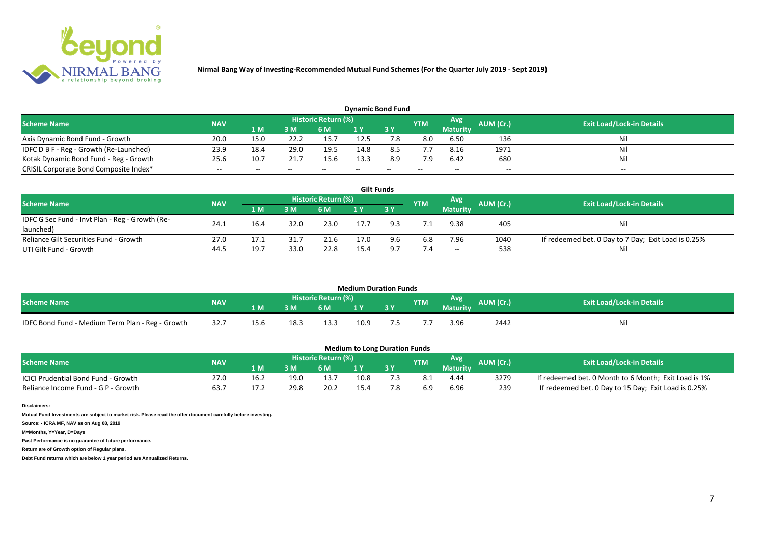**Nirmal Bang Way of Investing-Recommended Mutual Fund Schemes (For the Quarter July 2019 - Sept 2019)**

## Dynamic Bond Fund

| Scheme Name | NAV | Historic Return (%) | | | | | YTM | Avg Maturity | AUM (Cr.) | Exit Load/Lock-in Details |
|---|---|---|---|---|---|---|---|---|---|---|
| | | 1 M | 3 M | 6 M | 1 Y | 3 Y | | | | |
| Axis Dynamic Bond Fund - Growth | 20.0 | 15.0 | 22.2 | 15.7 | 12.5 | 7.8 | 8.0 | 6.50 | 136 | Nil |
| IDFC D B F - Reg - Growth (Re-Launched) | 23.9 | 18.4 | 29.0 | 19.5 | 14.8 | 8.5 | 7.7 | 8.16 | 1971 | Nil |
| Kotak Dynamic Bond Fund - Reg - Growth | 25.6 | 10.7 | 21.7 | 15.6 | 13.3 | 8.9 | 7.9 | 6.42 | 680 | Nil |
| CRISIL Corporate Bond Composite Index* | -- | -- | -- | -- | -- | -- | -- | -- | -- | -- |

## Gilt Funds

| Scheme Name | NAV | Historic Return (%) | | | | | YTM | Avg Maturity | AUM (Cr.) | Exit Load/Lock-in Details |
|---|---|---|---|---|---|---|---|---|---|---|
| | | 1 M | 3 M | 6 M | 1 Y | 3 Y | | | | |
| IDFC G Sec Fund - Invt Plan - Reg - Growth (Re-launched) | 24.1 | 16.4 | 32.0 | 23.0 | 17.7 | 9.3 | 7.1 | 9.38 | 405 | Nil |
| Reliance Gilt Securities Fund - Growth | 27.0 | 17.1 | 31.7 | 21.6 | 17.0 | 9.6 | 6.8 | 7.96 | 1040 | If redeemed bet. 0 Day to 7 Day; Exit Load is 0.25% |
| UTI Gilt Fund - Growth | 44.5 | 19.7 | 33.0 | 22.8 | 15.4 | 9.7 | 7.4 | -- | 538 | Nil |

## Medium Duration Funds

| Scheme Name | NAV | Historic Return (%) | | | | | YTM | Avg Maturity | AUM (Cr.) | Exit Load/Lock-in Details |
|---|---|---|---|---|---|---|---|---|---|---|
| | | 1 M | 3 M | 6 M | 1 Y | 3 Y | | | | |
| IDFC Bond Fund - Medium Term Plan - Reg - Growth | 32.7 | 15.6 | 18.3 | 13.3 | 10.9 | 7.5 | 7.7 | 3.96 | 2442 | Nil |

## Medium to Long Duration Funds

| Scheme Name | NAV | Historic Return (%) | | | | | YTM | Avg Maturity | AUM (Cr.) | Exit Load/Lock-in Details |
|---|---|---|---|---|---|---|---|---|---|---|
| | | 1 M | 3 M | 6 M | 1 Y | 3 Y | | | | |
| ICICI Prudential Bond Fund - Growth | 27.0 | 16.2 | 19.0 | 13.7 | 10.8 | 7.3 | 8.1 | 4.44 | 3279 | If redeemed bet. 0 Month to 6 Month; Exit Load is 1% |
| Reliance Income Fund - G P - Growth | 63.7 | 17.2 | 29.8 | 20.2 | 15.4 | 7.8 | 6.9 | 6.96 | 239 | If redeemed bet. 0 Day to 15 Day; Exit Load is 0.25% |

**Disclaimers:**

**Mutual Fund Investments are subject to market risk. Please read the offer document carefully before investing.**

**Source: - ICRA MF, NAV as on Aug 08, 2019**

**M=Months, Y=Year, D=Days**

**Past Performance is no guarantee of future performance.**

**Return are of Growth option of Regular plans.**

**Debt Fund returns which are below 1 year period are Annualized Returns.**